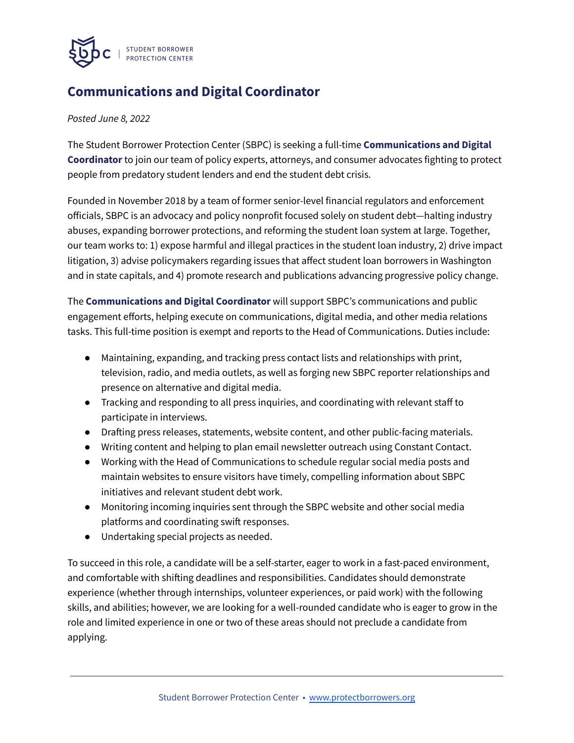# Communications and Digital Coordinator

*Posted June 8, 2022*

The Student Borrower Protection Center (SBPC) is seeking a full-time **Communications and Digital Coordinator** to join our team of policy experts, attorneys, and consumer advocates fighting to protect people from predatory student lenders and end the student debt crisis.

Founded in November 2018 by a team of former senior-level financial regulators and enforcement officials, SBPC is an advocacy and policy nonprofit focused solely on student debt—halting industry abuses, expanding borrower protections, and reforming the student loan system at large. Together, our team works to: 1) expose harmful and illegal practices in the student loan industry, 2) drive impact litigation, 3) advise policymakers regarding issues that affect student loan borrowers in Washington and in state capitals, and 4) promote research and publications advancing progressive policy change.

The **Communications and Digital Coordinator** will support SBPC's communications and public engagement efforts, helping execute on communications, digital media, and other media relations tasks. This full-time position is exempt and reports to the Head of Communications. Duties include:

- Maintaining, expanding, and tracking press contact lists and relationships with print, television, radio, and media outlets, as well as forging new SBPC reporter relationships and presence on alternative and digital media.
- Tracking and responding to all press inquiries, and coordinating with relevant staff to participate in interviews.
- Drafting press releases, statements, website content, and other public-facing materials.
- Writing content and helping to plan email newsletter outreach using Constant Contact.
- Working with the Head of Communications to schedule regular social media posts and maintain websites to ensure visitors have timely, compelling information about SBPC initiatives and relevant student debt work.
- Monitoring incoming inquiries sent through the SBPC website and other social media platforms and coordinating swift responses.
- Undertaking special projects as needed.

To succeed in this role, a candidate will be a self-starter, eager to work in a fast-paced environment, and comfortable with shifting deadlines and responsibilities. Candidates should demonstrate experience (whether through internships, volunteer experiences, or paid work) with the following skills, and abilities; however, we are looking for a well-rounded candidate who is eager to grow in the role and limited experience in one or two of these areas should not preclude a candidate from applying.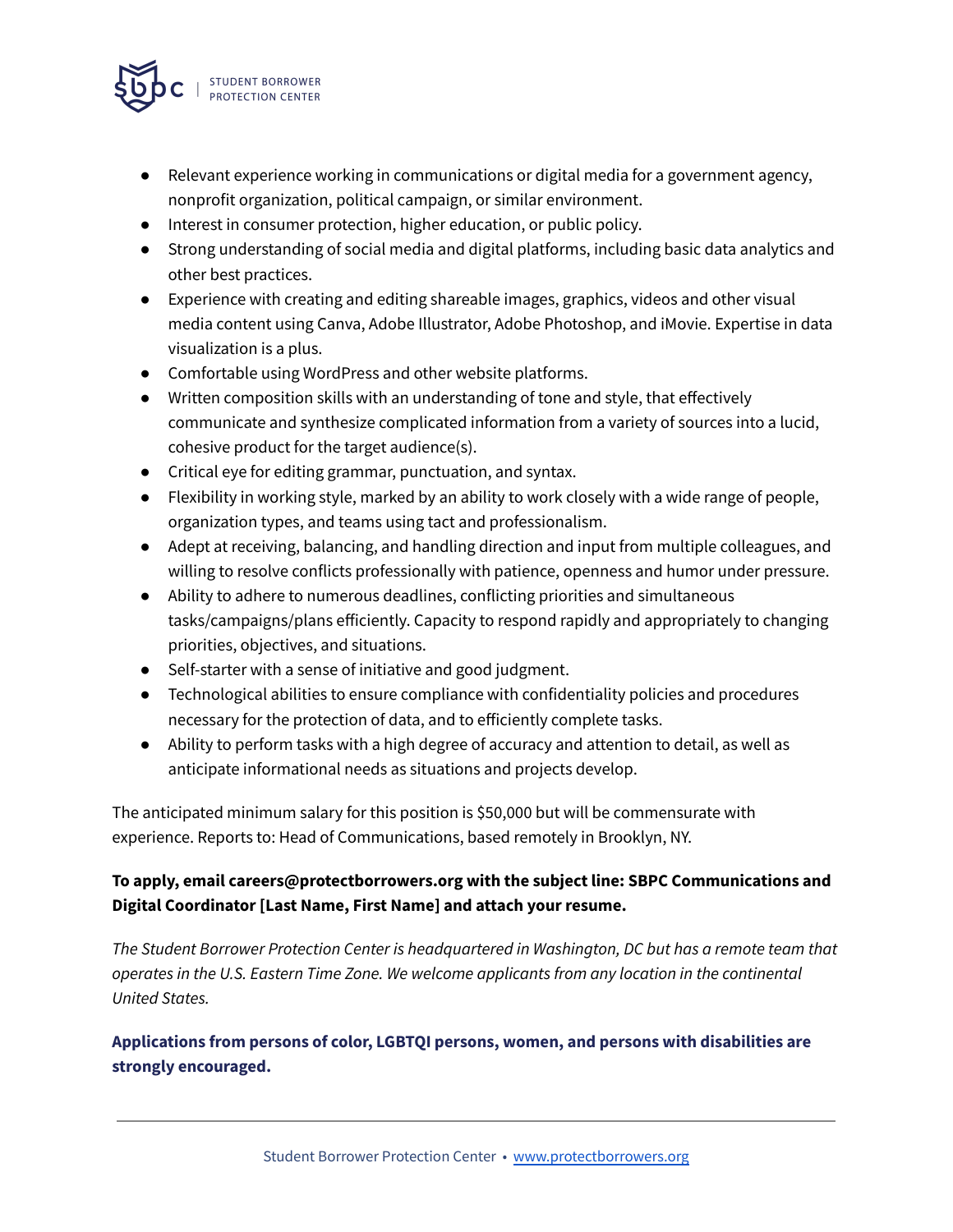- Relevant experience working in communications or digital media for a government agency, nonprofit organization, political campaign, or similar environment.
- Interest in consumer protection, higher education, or public policy.
- Strong understanding of social media and digital platforms, including basic data analytics and other best practices.
- Experience with creating and editing shareable images, graphics, videos and other visual media content using Canva, Adobe Illustrator, Adobe Photoshop, and iMovie. Expertise in data visualization is a plus.
- Comfortable using WordPress and other website platforms.
- Written composition skills with an understanding of tone and style, that effectively communicate and synthesize complicated information from a variety of sources into a lucid, cohesive product for the target audience(s).
- Critical eye for editing grammar, punctuation, and syntax.
- Flexibility in working style, marked by an ability to work closely with a wide range of people, organization types, and teams using tact and professionalism.
- Adept at receiving, balancing, and handling direction and input from multiple colleagues, and willing to resolve conflicts professionally with patience, openness and humor under pressure.
- Ability to adhere to numerous deadlines, conflicting priorities and simultaneous tasks/campaigns/plans efficiently. Capacity to respond rapidly and appropriately to changing priorities, objectives, and situations.
- Self-starter with a sense of initiative and good judgment.
- Technological abilities to ensure compliance with confidentiality policies and procedures necessary for the protection of data, and to efficiently complete tasks.
- Ability to perform tasks with a high degree of accuracy and attention to detail, as well as anticipate informational needs as situations and projects develop.

The anticipated minimum salary for this position is $50,000 but will be commensurate with experience. Reports to: Head of Communications, based remotely in Brooklyn, NY.

**To apply, email careers@protectborrowers.org with the subject line: SBPC Communications and Digital Coordinator [Last Name, First Name] and attach your resume.**

*The Student Borrower Protection Center is headquartered in Washington, DC but has a remote team that operates in the U.S. Eastern Time Zone. We welcome applicants from any location in the continental United States.*

**Applications from persons of color, LGBTQI persons, women, and persons with disabilities are strongly encouraged.**